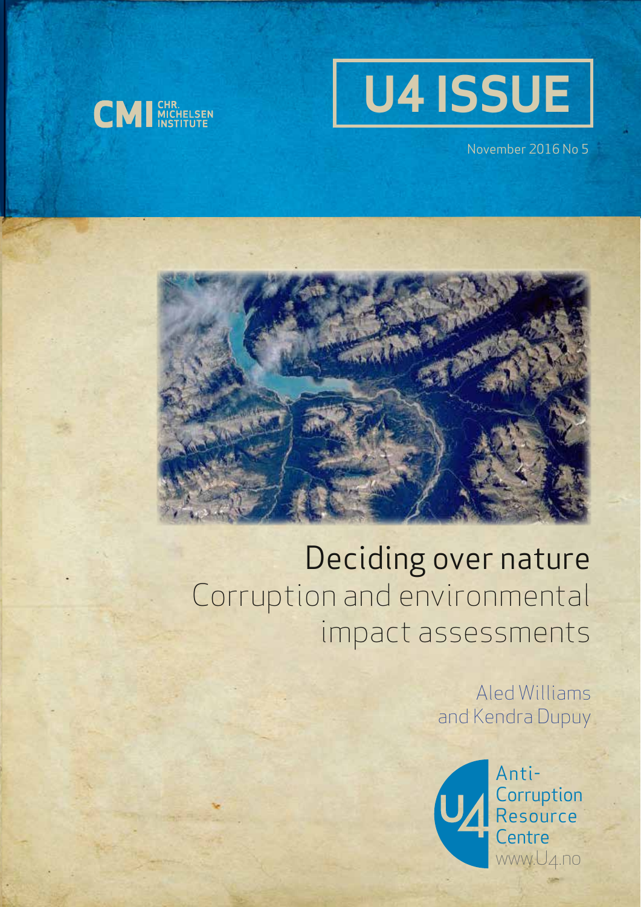CMI CHR. MICHELSEN INSTITUTE

U4 ISSUE

November 2016 No 5

# Deciding over nature

## Corruption and environmental impact assessments

Aled Williams
and Kendra Dupuy

U4 Anti-Corruption Resource Centre
www.U4.no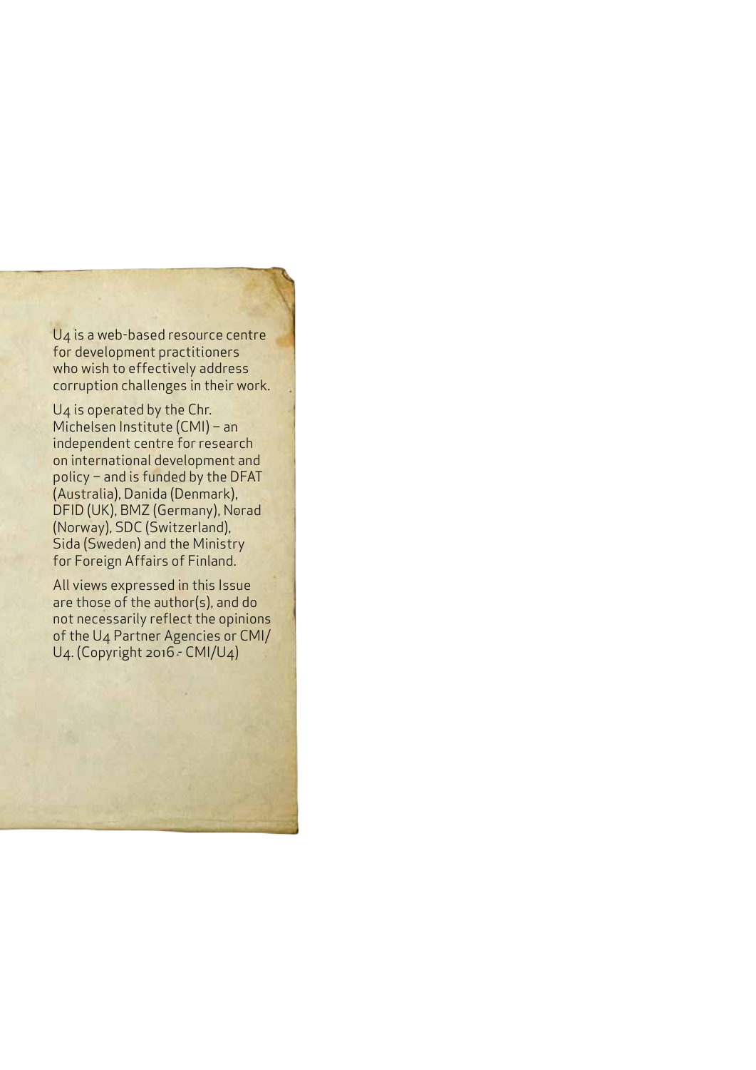U4 is a web-based resource centre for development practitioners who wish to effectively address corruption challenges in their work.

U4 is operated by the Chr. Michelsen Institute (CMI) – an independent centre for research on international development and policy – and is funded by the DFAT (Australia), Danida (Denmark), DFID (UK), BMZ (Germany), Norad (Norway), SDC (Switzerland), Sida (Sweden) and the Ministry for Foreign Affairs of Finland.

All views expressed in this Issue are those of the author(s), and do not necessarily reflect the opinions of the U4 Partner Agencies or CMI/U4. (Copyright 2016 - CMI/U4)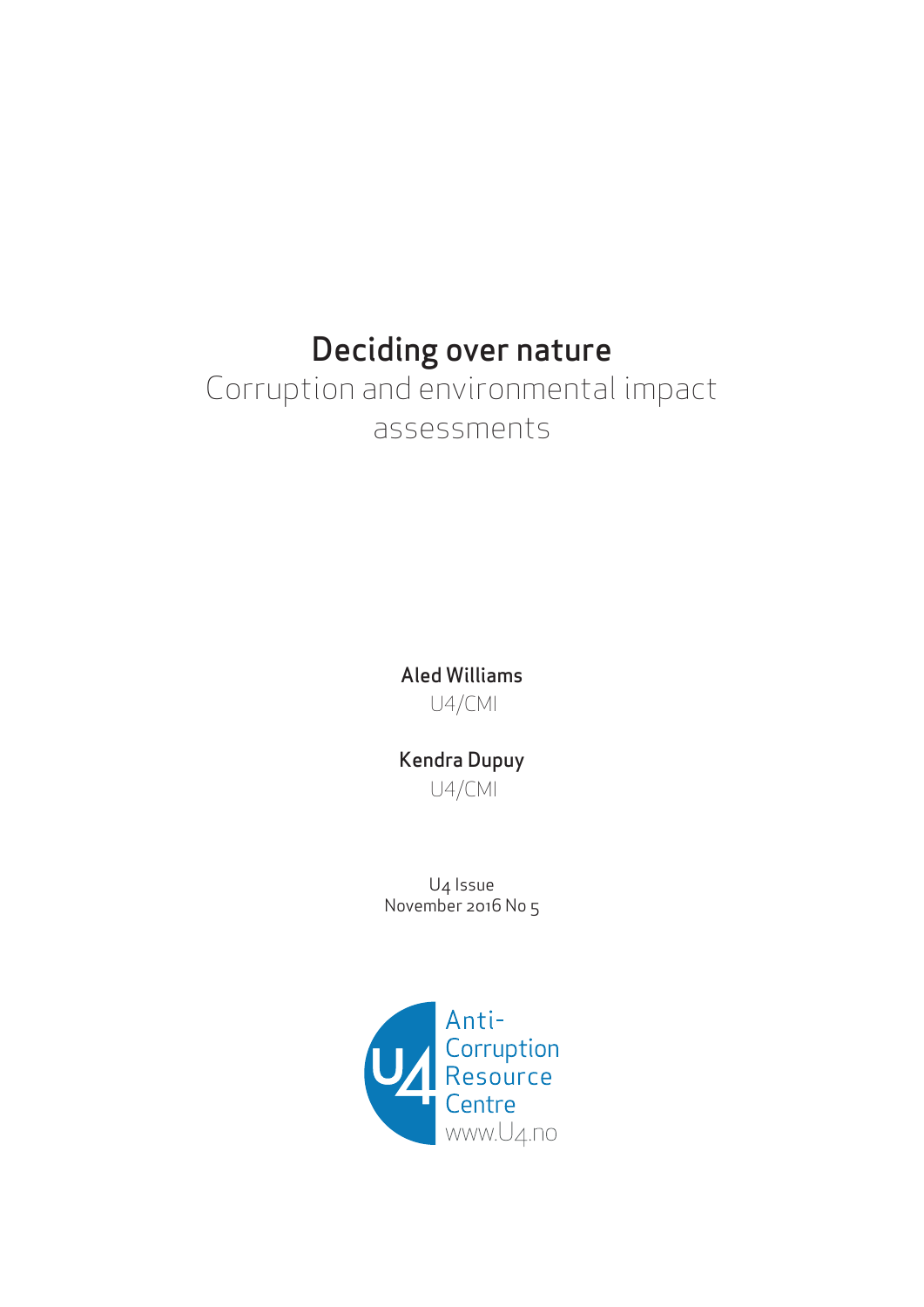# Deciding over nature

## Corruption and environmental impact assessments

**Aled Williams**

U4/CMI

**Kendra Dupuy**

U4/CMI

U4 Issue
November 2016 No 5

Anti-Corruption Resource Centre
www.U4.no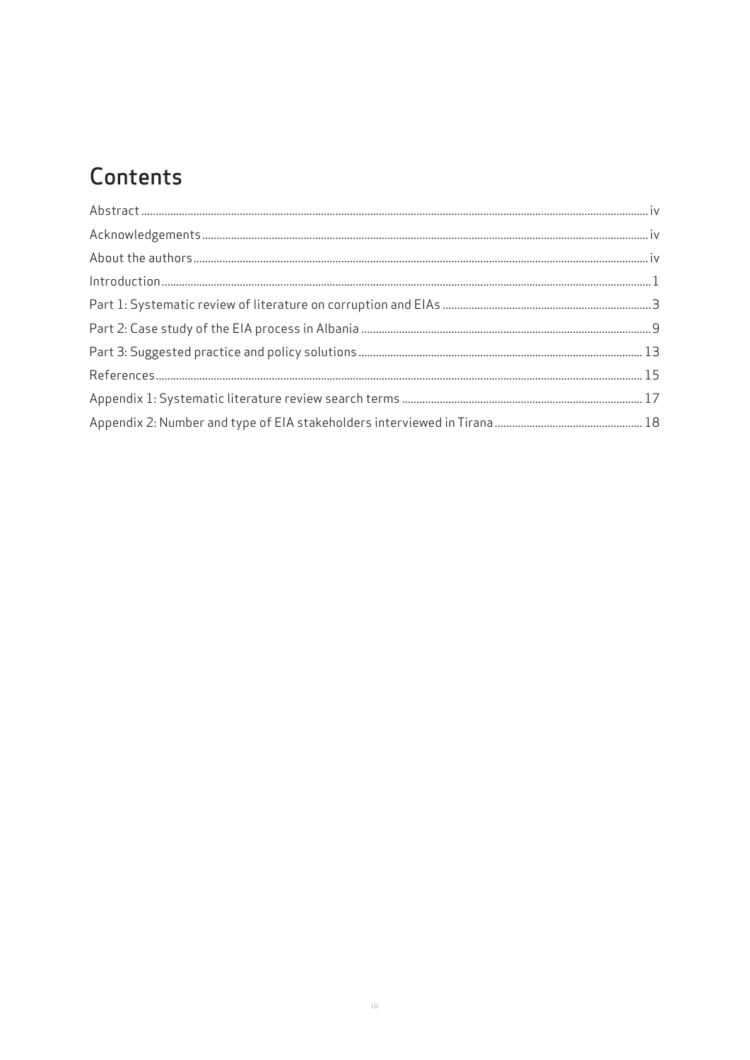# Contents

Abstract ..... iv
Acknowledgements ..... iv
About the authors ..... iv
Introduction ..... 1
Part 1: Systematic review of literature on corruption and EIAs ..... 3
Part 2: Case study of the EIA process in Albania ..... 9
Part 3: Suggested practice and policy solutions ..... 13
References ..... 15
Appendix 1: Systematic literature review search terms ..... 17
Appendix 2: Number and type of EIA stakeholders interviewed in Tirana ..... 18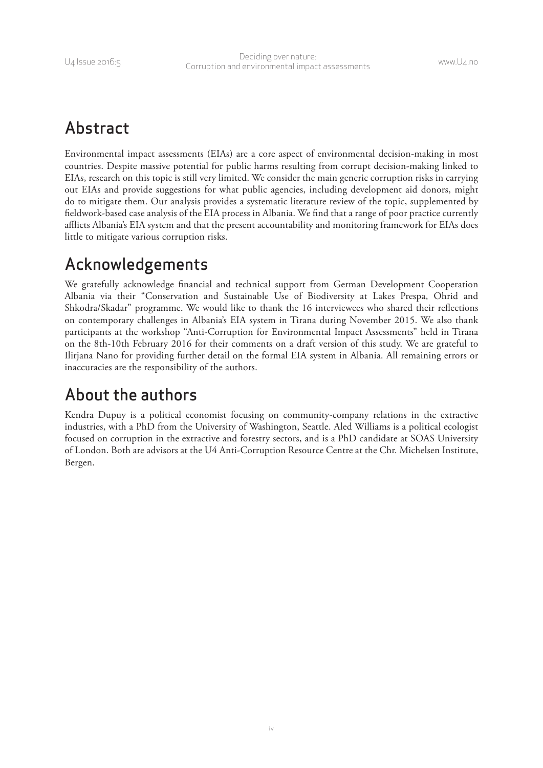## Abstract

Environmental impact assessments (EIAs) are a core aspect of environmental decision-making in most countries. Despite massive potential for public harms resulting from corrupt decision-making linked to EIAs, research on this topic is still very limited. We consider the main generic corruption risks in carrying out EIAs and provide suggestions for what public agencies, including development aid donors, might do to mitigate them. Our analysis provides a systematic literature review of the topic, supplemented by fieldwork-based case analysis of the EIA process in Albania. We find that a range of poor practice currently afflicts Albania's EIA system and that the present accountability and monitoring framework for EIAs does little to mitigate various corruption risks.

## Acknowledgements

We gratefully acknowledge financial and technical support from German Development Cooperation Albania via their "Conservation and Sustainable Use of Biodiversity at Lakes Prespa, Ohrid and Shkodra/Skadar" programme. We would like to thank the 16 interviewees who shared their reflections on contemporary challenges in Albania's EIA system in Tirana during November 2015. We also thank participants at the workshop "Anti-Corruption for Environmental Impact Assessments" held in Tirana on the 8th-10th February 2016 for their comments on a draft version of this study. We are grateful to Ilirjana Nano for providing further detail on the formal EIA system in Albania. All remaining errors or inaccuracies are the responsibility of the authors.

## About the authors

Kendra Dupuy is a political economist focusing on community-company relations in the extractive industries, with a PhD from the University of Washington, Seattle. Aled Williams is a political ecologist focused on corruption in the extractive and forestry sectors, and is a PhD candidate at SOAS University of London. Both are advisors at the U4 Anti-Corruption Resource Centre at the Chr. Michelsen Institute, Bergen.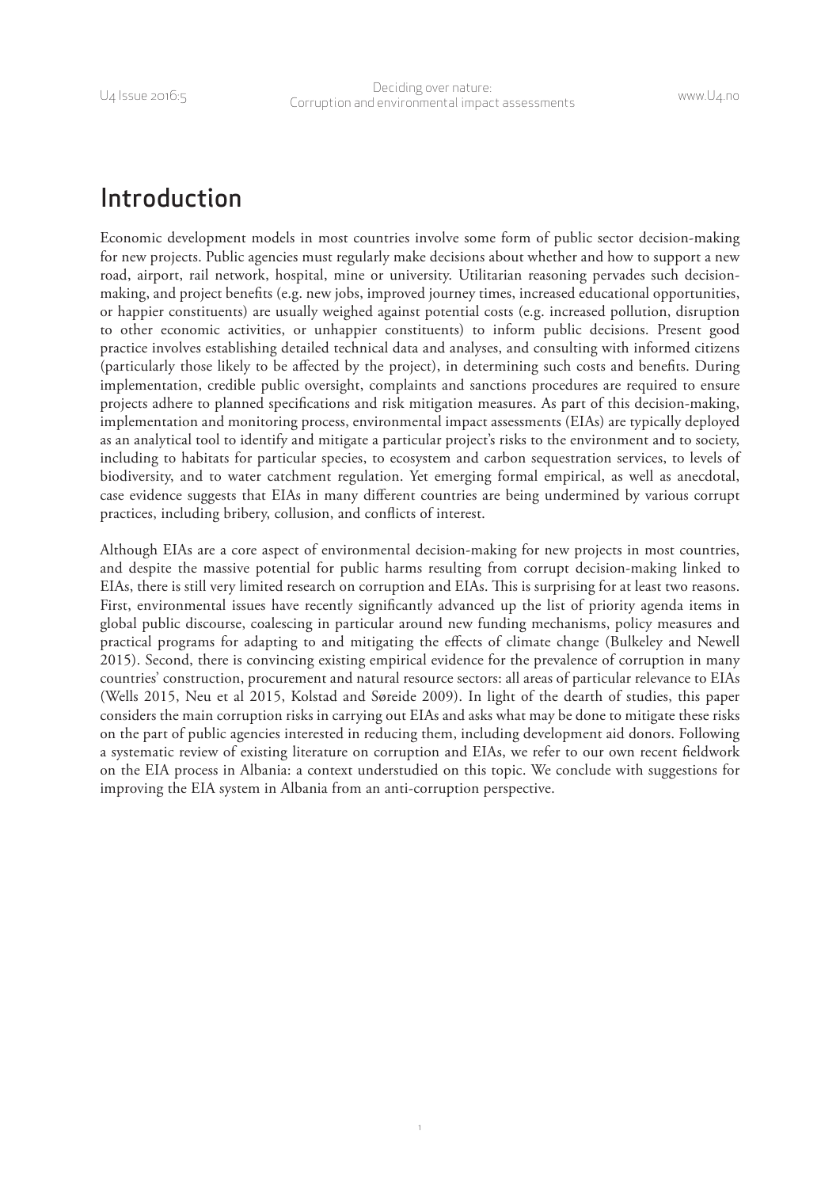# Introduction

Economic development models in most countries involve some form of public sector decision-making for new projects. Public agencies must regularly make decisions about whether and how to support a new road, airport, rail network, hospital, mine or university. Utilitarian reasoning pervades such decision-making, and project benefits (e.g. new jobs, improved journey times, increased educational opportunities, or happier constituents) are usually weighed against potential costs (e.g. increased pollution, disruption to other economic activities, or unhappier constituents) to inform public decisions. Present good practice involves establishing detailed technical data and analyses, and consulting with informed citizens (particularly those likely to be affected by the project), in determining such costs and benefits. During implementation, credible public oversight, complaints and sanctions procedures are required to ensure projects adhere to planned specifications and risk mitigation measures. As part of this decision-making, implementation and monitoring process, environmental impact assessments (EIAs) are typically deployed as an analytical tool to identify and mitigate a particular project's risks to the environment and to society, including to habitats for particular species, to ecosystem and carbon sequestration services, to levels of biodiversity, and to water catchment regulation. Yet emerging formal empirical, as well as anecdotal, case evidence suggests that EIAs in many different countries are being undermined by various corrupt practices, including bribery, collusion, and conflicts of interest.

Although EIAs are a core aspect of environmental decision-making for new projects in most countries, and despite the massive potential for public harms resulting from corrupt decision-making linked to EIAs, there is still very limited research on corruption and EIAs. This is surprising for at least two reasons. First, environmental issues have recently significantly advanced up the list of priority agenda items in global public discourse, coalescing in particular around new funding mechanisms, policy measures and practical programs for adapting to and mitigating the effects of climate change (Bulkeley and Newell 2015). Second, there is convincing existing empirical evidence for the prevalence of corruption in many countries' construction, procurement and natural resource sectors: all areas of particular relevance to EIAs (Wells 2015, Neu et al 2015, Kolstad and Søreide 2009). In light of the dearth of studies, this paper considers the main corruption risks in carrying out EIAs and asks what may be done to mitigate these risks on the part of public agencies interested in reducing them, including development aid donors. Following a systematic review of existing literature on corruption and EIAs, we refer to our own recent fieldwork on the EIA process in Albania: a context understudied on this topic. We conclude with suggestions for improving the EIA system in Albania from an anti-corruption perspective.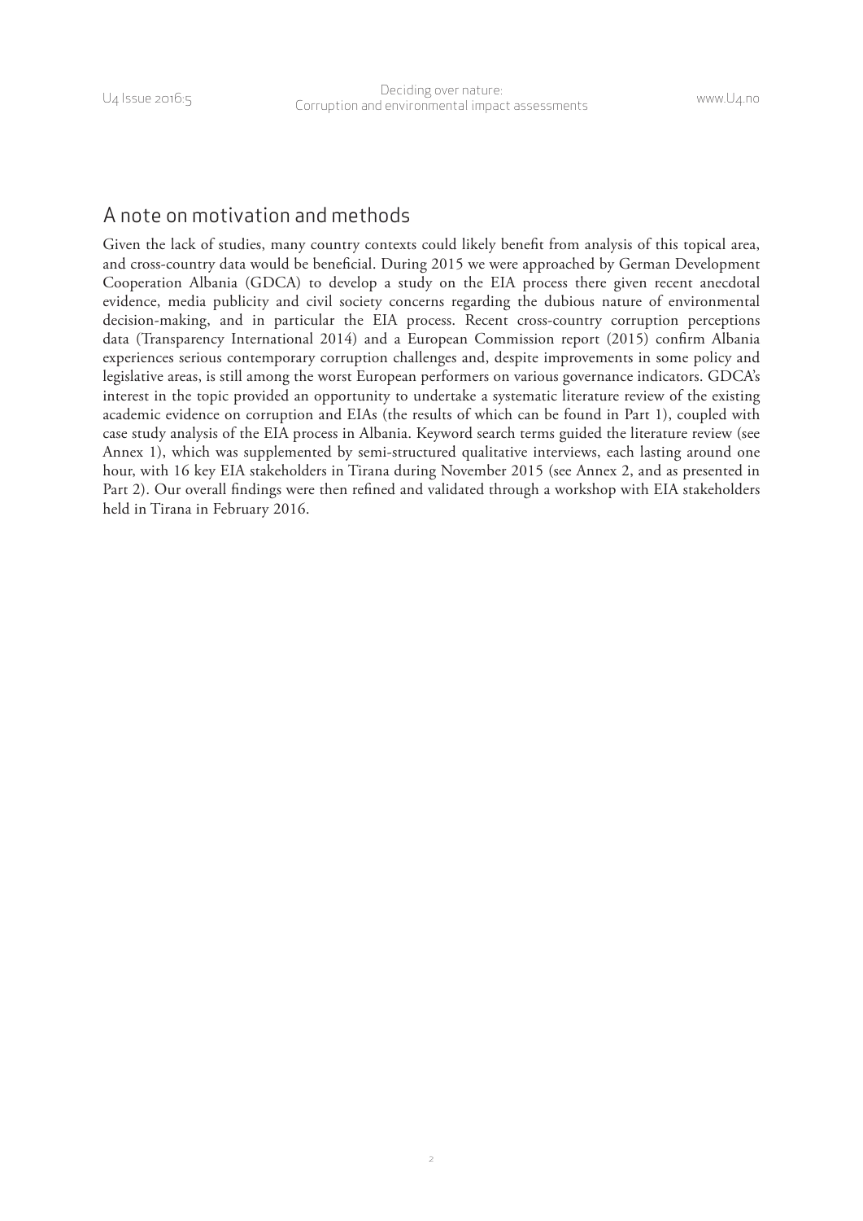## A note on motivation and methods

Given the lack of studies, many country contexts could likely benefit from analysis of this topical area, and cross-country data would be beneficial. During 2015 we were approached by German Development Cooperation Albania (GDCA) to develop a study on the EIA process there given recent anecdotal evidence, media publicity and civil society concerns regarding the dubious nature of environmental decision-making, and in particular the EIA process. Recent cross-country corruption perceptions data (Transparency International 2014) and a European Commission report (2015) confirm Albania experiences serious contemporary corruption challenges and, despite improvements in some policy and legislative areas, is still among the worst European performers on various governance indicators. GDCA's interest in the topic provided an opportunity to undertake a systematic literature review of the existing academic evidence on corruption and EIAs (the results of which can be found in Part 1), coupled with case study analysis of the EIA process in Albania. Keyword search terms guided the literature review (see Annex 1), which was supplemented by semi-structured qualitative interviews, each lasting around one hour, with 16 key EIA stakeholders in Tirana during November 2015 (see Annex 2, and as presented in Part 2). Our overall findings were then refined and validated through a workshop with EIA stakeholders held in Tirana in February 2016.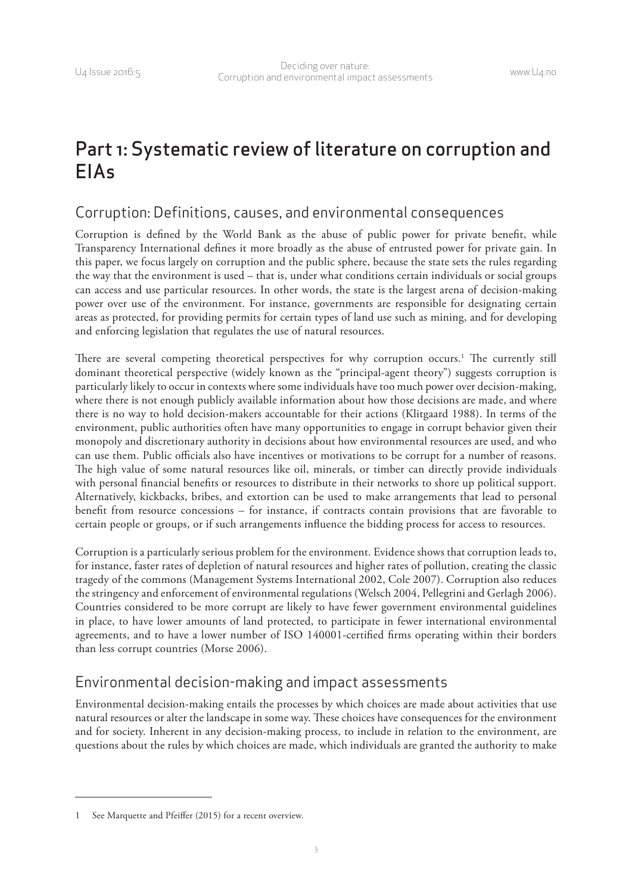# Part 1: Systematic review of literature on corruption and EIAs

## Corruption: Definitions, causes, and environmental consequences

Corruption is defined by the World Bank as the abuse of public power for private benefit, while Transparency International defines it more broadly as the abuse of entrusted power for private gain. In this paper, we focus largely on corruption and the public sphere, because the state sets the rules regarding the way that the environment is used – that is, under what conditions certain individuals or social groups can access and use particular resources. In other words, the state is the largest arena of decision-making power over use of the environment. For instance, governments are responsible for designating certain areas as protected, for providing permits for certain types of land use such as mining, and for developing and enforcing legislation that regulates the use of natural resources.

There are several competing theoretical perspectives for why corruption occurs.[1] The currently still dominant theoretical perspective (widely known as the "principal-agent theory") suggests corruption is particularly likely to occur in contexts where some individuals have too much power over decision-making, where there is not enough publicly available information about how those decisions are made, and where there is no way to hold decision-makers accountable for their actions (Klitgaard 1988). In terms of the environment, public authorities often have many opportunities to engage in corrupt behavior given their monopoly and discretionary authority in decisions about how environmental resources are used, and who can use them. Public officials also have incentives or motivations to be corrupt for a number of reasons. The high value of some natural resources like oil, minerals, or timber can directly provide individuals with personal financial benefits or resources to distribute in their networks to shore up political support. Alternatively, kickbacks, bribes, and extortion can be used to make arrangements that lead to personal benefit from resource concessions – for instance, if contracts contain provisions that are favorable to certain people or groups, or if such arrangements influence the bidding process for access to resources.

Corruption is a particularly serious problem for the environment. Evidence shows that corruption leads to, for instance, faster rates of depletion of natural resources and higher rates of pollution, creating the classic tragedy of the commons (Management Systems International 2002, Cole 2007). Corruption also reduces the stringency and enforcement of environmental regulations (Welsch 2004, Pellegrini and Gerlagh 2006). Countries considered to be more corrupt are likely to have fewer government environmental guidelines in place, to have lower amounts of land protected, to participate in fewer international environmental agreements, and to have a lower number of ISO 140001-certified firms operating within their borders than less corrupt countries (Morse 2006).

## Environmental decision-making and impact assessments

Environmental decision-making entails the processes by which choices are made about activities that use natural resources or alter the landscape in some way. These choices have consequences for the environment and for society. Inherent in any decision-making process, to include in relation to the environment, are questions about the rules by which choices are made, which individuals are granted the authority to make

---

1 See Marquette and Pfeiffer (2015) for a recent overview.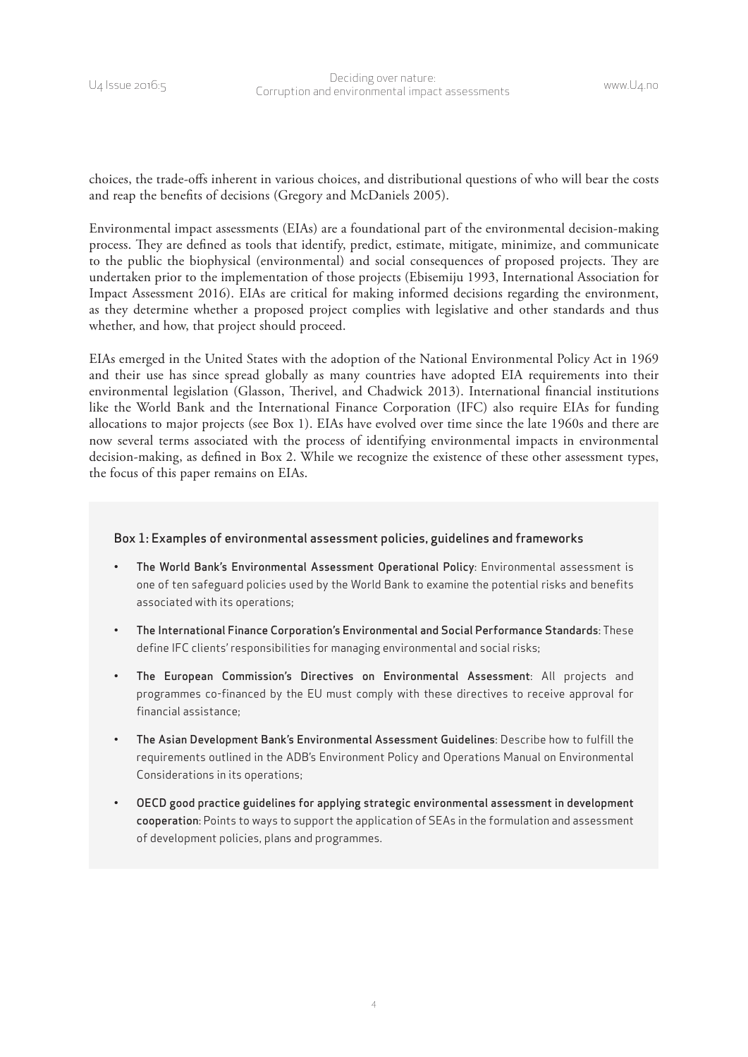choices, the trade-offs inherent in various choices, and distributional questions of who will bear the costs and reap the benefits of decisions (Gregory and McDaniels 2005).

Environmental impact assessments (EIAs) are a foundational part of the environmental decision-making process. They are defined as tools that identify, predict, estimate, mitigate, minimize, and communicate to the public the biophysical (environmental) and social consequences of proposed projects. They are undertaken prior to the implementation of those projects (Ebisemiju 1993, International Association for Impact Assessment 2016). EIAs are critical for making informed decisions regarding the environment, as they determine whether a proposed project complies with legislative and other standards and thus whether, and how, that project should proceed.

EIAs emerged in the United States with the adoption of the National Environmental Policy Act in 1969 and their use has since spread globally as many countries have adopted EIA requirements into their environmental legislation (Glasson, Therivel, and Chadwick 2013). International financial institutions like the World Bank and the International Finance Corporation (IFC) also require EIAs for funding allocations to major projects (see Box 1). EIAs have evolved over time since the late 1960s and there are now several terms associated with the process of identifying environmental impacts in environmental decision-making, as defined in Box 2. While we recognize the existence of these other assessment types, the focus of this paper remains on EIAs.

### Box 1: Examples of environmental assessment policies, guidelines and frameworks

- **The World Bank's Environmental Assessment Operational Policy**: Environmental assessment is one of ten safeguard policies used by the World Bank to examine the potential risks and benefits associated with its operations;
- **The International Finance Corporation's Environmental and Social Performance Standards**: These define IFC clients' responsibilities for managing environmental and social risks;
- **The European Commission's Directives on Environmental Assessment**: All projects and programmes co-financed by the EU must comply with these directives to receive approval for financial assistance;
- **The Asian Development Bank's Environmental Assessment Guidelines**: Describe how to fulfill the requirements outlined in the ADB's Environment Policy and Operations Manual on Environmental Considerations in its operations;
- **OECD good practice guidelines for applying strategic environmental assessment in development cooperation**: Points to ways to support the application of SEAs in the formulation and assessment of development policies, plans and programmes.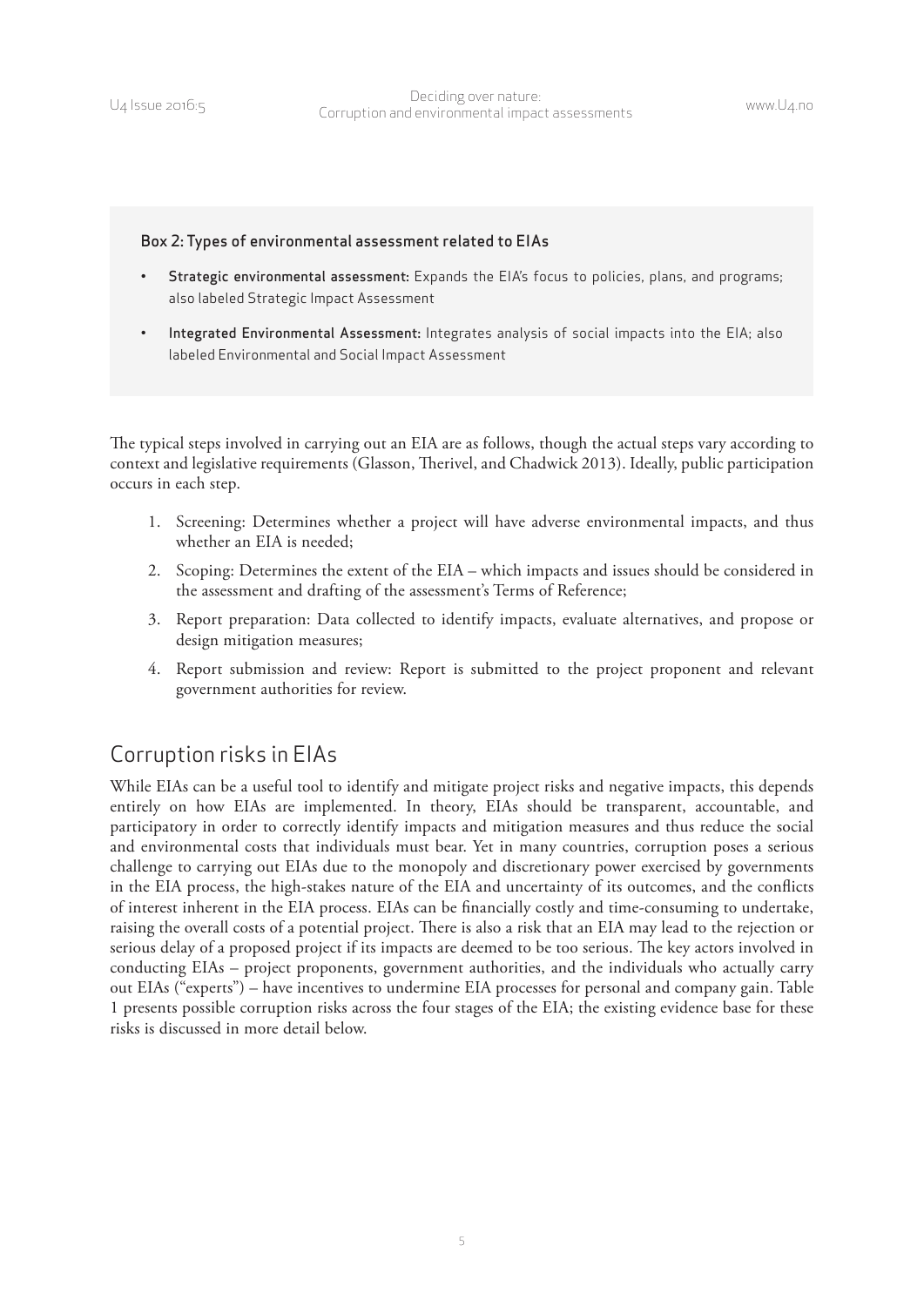**Box 2: Types of environmental assessment related to EIAs**

- **Strategic environmental assessment:** Expands the EIA's focus to policies, plans, and programs; also labeled Strategic Impact Assessment
- **Integrated Environmental Assessment:** Integrates analysis of social impacts into the EIA; also labeled Environmental and Social Impact Assessment

The typical steps involved in carrying out an EIA are as follows, though the actual steps vary according to context and legislative requirements (Glasson, Therivel, and Chadwick 2013). Ideally, public participation occurs in each step.

1. Screening: Determines whether a project will have adverse environmental impacts, and thus whether an EIA is needed;
2. Scoping: Determines the extent of the EIA – which impacts and issues should be considered in the assessment and drafting of the assessment's Terms of Reference;
3. Report preparation: Data collected to identify impacts, evaluate alternatives, and propose or design mitigation measures;
4. Report submission and review: Report is submitted to the project proponent and relevant government authorities for review.

## Corruption risks in EIAs

While EIAs can be a useful tool to identify and mitigate project risks and negative impacts, this depends entirely on how EIAs are implemented. In theory, EIAs should be transparent, accountable, and participatory in order to correctly identify impacts and mitigation measures and thus reduce the social and environmental costs that individuals must bear. Yet in many countries, corruption poses a serious challenge to carrying out EIAs due to the monopoly and discretionary power exercised by governments in the EIA process, the high-stakes nature of the EIA and uncertainty of its outcomes, and the conflicts of interest inherent in the EIA process. EIAs can be financially costly and time-consuming to undertake, raising the overall costs of a potential project. There is also a risk that an EIA may lead to the rejection or serious delay of a proposed project if its impacts are deemed to be too serious. The key actors involved in conducting EIAs – project proponents, government authorities, and the individuals who actually carry out EIAs ("experts") – have incentives to undermine EIA processes for personal and company gain. Table 1 presents possible corruption risks across the four stages of the EIA; the existing evidence base for these risks is discussed in more detail below.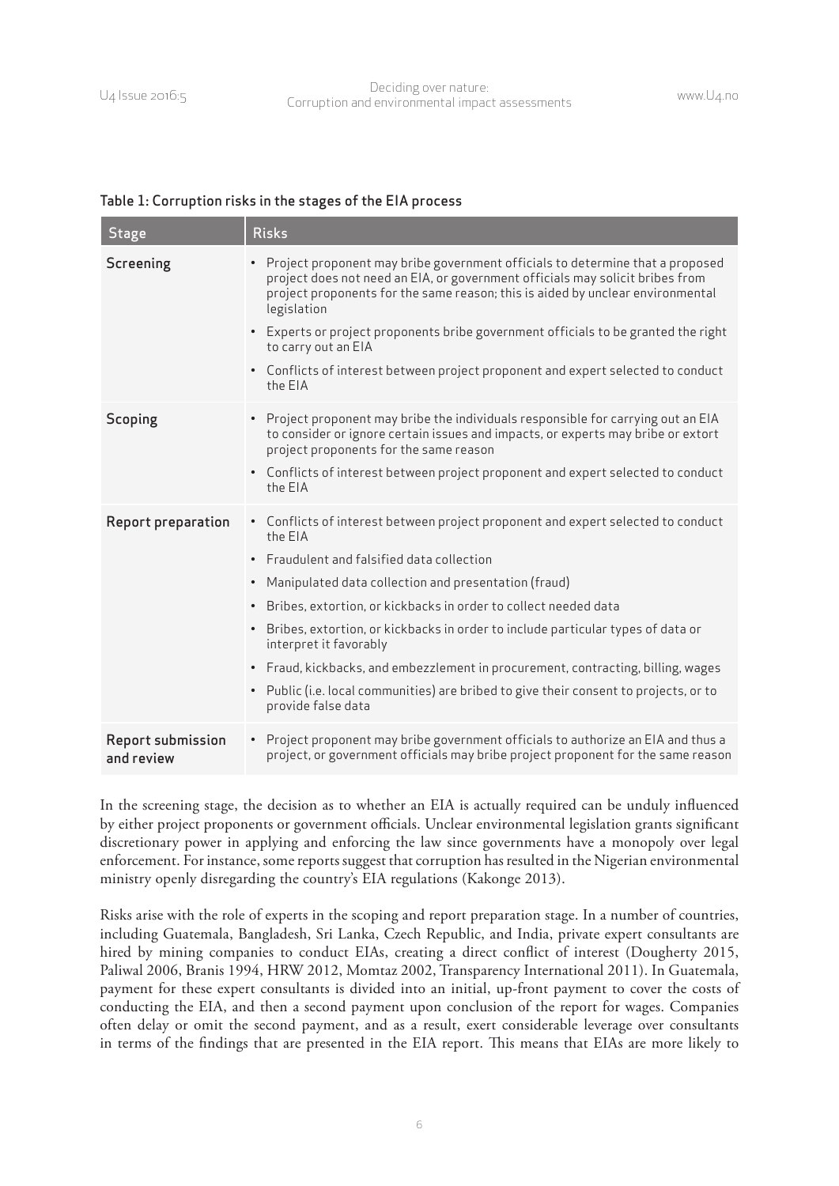Table 1: Corruption risks in the stages of the EIA process

| Stage | Risks |
| --- | --- |
| Screening | • Project proponent may bribe government officials to determine that a proposed project does not need an EIA, or government officials may solicit bribes from project proponents for the same reason; this is aided by unclear environmental legislation<br>• Experts or project proponents bribe government officials to be granted the right to carry out an EIA<br>• Conflicts of interest between project proponent and expert selected to conduct the EIA |
| Scoping | • Project proponent may bribe the individuals responsible for carrying out an EIA to consider or ignore certain issues and impacts, or experts may bribe or extort project proponents for the same reason<br>• Conflicts of interest between project proponent and expert selected to conduct the EIA |
| Report preparation | • Conflicts of interest between project proponent and expert selected to conduct the EIA<br>• Fraudulent and falsified data collection<br>• Manipulated data collection and presentation (fraud)<br>• Bribes, extortion, or kickbacks in order to collect needed data<br>• Bribes, extortion, or kickbacks in order to include particular types of data or interpret it favorably<br>• Fraud, kickbacks, and embezzlement in procurement, contracting, billing, wages<br>• Public (i.e. local communities) are bribed to give their consent to projects, or to provide false data |
| Report submission and review | • Project proponent may bribe government officials to authorize an EIA and thus a project, or government officials may bribe project proponent for the same reason |

In the screening stage, the decision as to whether an EIA is actually required can be unduly influenced by either project proponents or government officials. Unclear environmental legislation grants significant discretionary power in applying and enforcing the law since governments have a monopoly over legal enforcement. For instance, some reports suggest that corruption has resulted in the Nigerian environmental ministry openly disregarding the country's EIA regulations (Kakonge 2013).

Risks arise with the role of experts in the scoping and report preparation stage. In a number of countries, including Guatemala, Bangladesh, Sri Lanka, Czech Republic, and India, private expert consultants are hired by mining companies to conduct EIAs, creating a direct conflict of interest (Dougherty 2015, Paliwal 2006, Branis 1994, HRW 2012, Momtaz 2002, Transparency International 2011). In Guatemala, payment for these expert consultants is divided into an initial, up-front payment to cover the costs of conducting the EIA, and then a second payment upon conclusion of the report for wages. Companies often delay or omit the second payment, and as a result, exert considerable leverage over consultants in terms of the findings that are presented in the EIA report. This means that EIAs are more likely to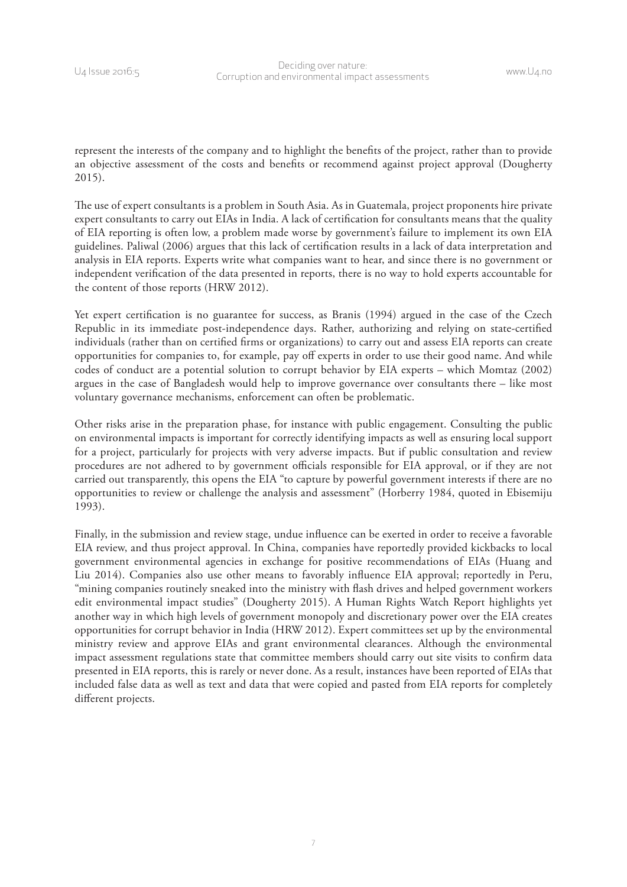represent the interests of the company and to highlight the benefits of the project, rather than to provide an objective assessment of the costs and benefits or recommend against project approval (Dougherty 2015).

The use of expert consultants is a problem in South Asia. As in Guatemala, project proponents hire private expert consultants to carry out EIAs in India. A lack of certification for consultants means that the quality of EIA reporting is often low, a problem made worse by government's failure to implement its own EIA guidelines. Paliwal (2006) argues that this lack of certification results in a lack of data interpretation and analysis in EIA reports. Experts write what companies want to hear, and since there is no government or independent verification of the data presented in reports, there is no way to hold experts accountable for the content of those reports (HRW 2012).

Yet expert certification is no guarantee for success, as Branis (1994) argued in the case of the Czech Republic in its immediate post-independence days. Rather, authorizing and relying on state-certified individuals (rather than on certified firms or organizations) to carry out and assess EIA reports can create opportunities for companies to, for example, pay off experts in order to use their good name. And while codes of conduct are a potential solution to corrupt behavior by EIA experts – which Momtaz (2002) argues in the case of Bangladesh would help to improve governance over consultants there – like most voluntary governance mechanisms, enforcement can often be problematic.

Other risks arise in the preparation phase, for instance with public engagement. Consulting the public on environmental impacts is important for correctly identifying impacts as well as ensuring local support for a project, particularly for projects with very adverse impacts. But if public consultation and review procedures are not adhered to by government officials responsible for EIA approval, or if they are not carried out transparently, this opens the EIA "to capture by powerful government interests if there are no opportunities to review or challenge the analysis and assessment" (Horberry 1984, quoted in Ebisemiju 1993).

Finally, in the submission and review stage, undue influence can be exerted in order to receive a favorable EIA review, and thus project approval. In China, companies have reportedly provided kickbacks to local government environmental agencies in exchange for positive recommendations of EIAs (Huang and Liu 2014). Companies also use other means to favorably influence EIA approval; reportedly in Peru, "mining companies routinely sneaked into the ministry with flash drives and helped government workers edit environmental impact studies" (Dougherty 2015). A Human Rights Watch Report highlights yet another way in which high levels of government monopoly and discretionary power over the EIA creates opportunities for corrupt behavior in India (HRW 2012). Expert committees set up by the environmental ministry review and approve EIAs and grant environmental clearances. Although the environmental impact assessment regulations state that committee members should carry out site visits to confirm data presented in EIA reports, this is rarely or never done. As a result, instances have been reported of EIAs that included false data as well as text and data that were copied and pasted from EIA reports for completely different projects.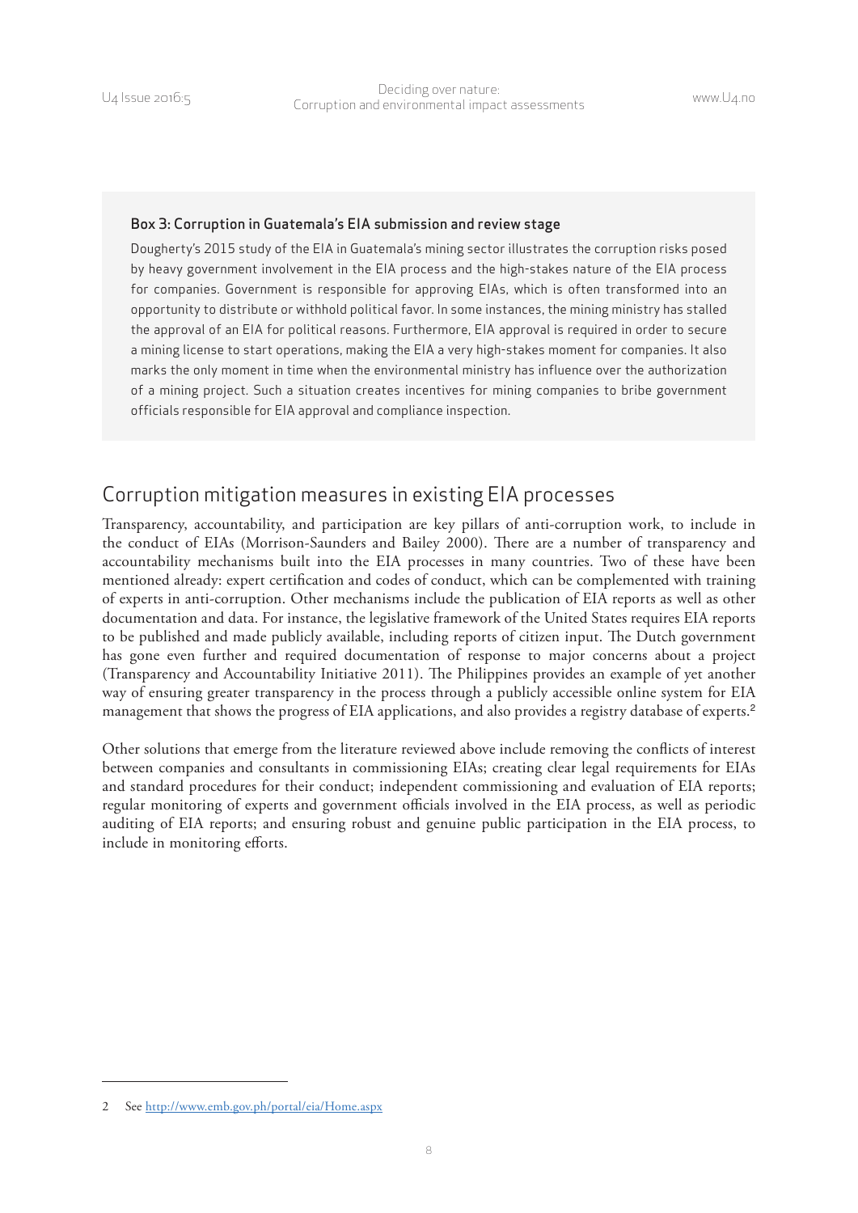### Box 3: Corruption in Guatemala's EIA submission and review stage

Dougherty's 2015 study of the EIA in Guatemala's mining sector illustrates the corruption risks posed by heavy government involvement in the EIA process and the high-stakes nature of the EIA process for companies. Government is responsible for approving EIAs, which is often transformed into an opportunity to distribute or withhold political favor. In some instances, the mining ministry has stalled the approval of an EIA for political reasons. Furthermore, EIA approval is required in order to secure a mining license to start operations, making the EIA a very high-stakes moment for companies. It also marks the only moment in time when the environmental ministry has influence over the authorization of a mining project. Such a situation creates incentives for mining companies to bribe government officials responsible for EIA approval and compliance inspection.

## Corruption mitigation measures in existing EIA processes

Transparency, accountability, and participation are key pillars of anti-corruption work, to include in the conduct of EIAs (Morrison-Saunders and Bailey 2000). There are a number of transparency and accountability mechanisms built into the EIA processes in many countries. Two of these have been mentioned already: expert certification and codes of conduct, which can be complemented with training of experts in anti-corruption. Other mechanisms include the publication of EIA reports as well as other documentation and data. For instance, the legislative framework of the United States requires EIA reports to be published and made publicly available, including reports of citizen input. The Dutch government has gone even further and required documentation of response to major concerns about a project (Transparency and Accountability Initiative 2011). The Philippines provides an example of yet another way of ensuring greater transparency in the process through a publicly accessible online system for EIA management that shows the progress of EIA applications, and also provides a registry database of experts.[2]

Other solutions that emerge from the literature reviewed above include removing the conflicts of interest between companies and consultants in commissioning EIAs; creating clear legal requirements for EIAs and standard procedures for their conduct; independent commissioning and evaluation of EIA reports; regular monitoring of experts and government officials involved in the EIA process, as well as periodic auditing of EIA reports; and ensuring robust and genuine public participation in the EIA process, to include in monitoring efforts.

---

2 See http://www.emb.gov.ph/portal/eia/Home.aspx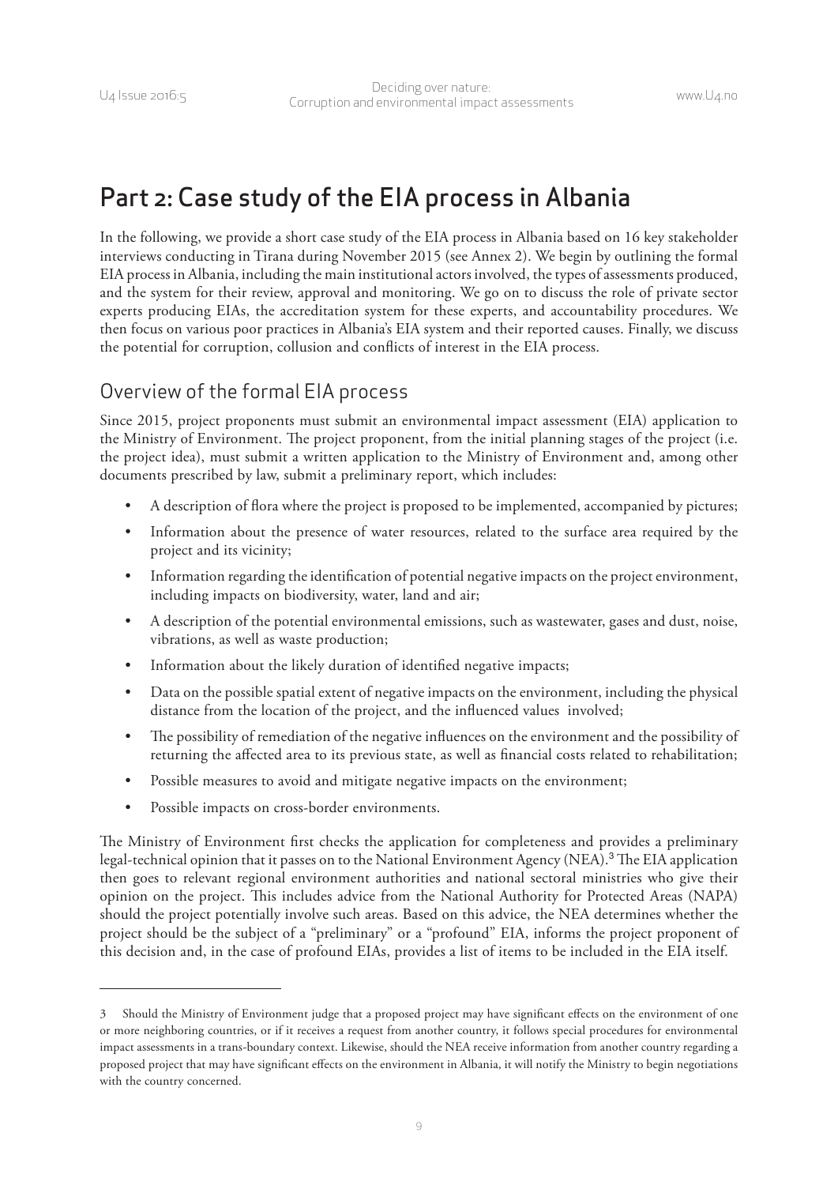# Part 2: Case study of the EIA process in Albania

In the following, we provide a short case study of the EIA process in Albania based on 16 key stakeholder interviews conducting in Tirana during November 2015 (see Annex 2). We begin by outlining the formal EIA process in Albania, including the main institutional actors involved, the types of assessments produced, and the system for their review, approval and monitoring. We go on to discuss the role of private sector experts producing EIAs, the accreditation system for these experts, and accountability procedures. We then focus on various poor practices in Albania's EIA system and their reported causes. Finally, we discuss the potential for corruption, collusion and conflicts of interest in the EIA process.

## Overview of the formal EIA process

Since 2015, project proponents must submit an environmental impact assessment (EIA) application to the Ministry of Environment. The project proponent, from the initial planning stages of the project (i.e. the project idea), must submit a written application to the Ministry of Environment and, among other documents prescribed by law, submit a preliminary report, which includes:

- A description of flora where the project is proposed to be implemented, accompanied by pictures;
- Information about the presence of water resources, related to the surface area required by the project and its vicinity;
- Information regarding the identification of potential negative impacts on the project environment, including impacts on biodiversity, water, land and air;
- A description of the potential environmental emissions, such as wastewater, gases and dust, noise, vibrations, as well as waste production;
- Information about the likely duration of identified negative impacts;
- Data on the possible spatial extent of negative impacts on the environment, including the physical distance from the location of the project, and the influenced values involved;
- The possibility of remediation of the negative influences on the environment and the possibility of returning the affected area to its previous state, as well as financial costs related to rehabilitation;
- Possible measures to avoid and mitigate negative impacts on the environment;
- Possible impacts on cross-border environments.

The Ministry of Environment first checks the application for completeness and provides a preliminary legal-technical opinion that it passes on to the National Environment Agency (NEA).[3] The EIA application then goes to relevant regional environment authorities and national sectoral ministries who give their opinion on the project. This includes advice from the National Authority for Protected Areas (NAPA) should the project potentially involve such areas. Based on this advice, the NEA determines whether the project should be the subject of a "preliminary" or a "profound" EIA, informs the project proponent of this decision and, in the case of profound EIAs, provides a list of items to be included in the EIA itself.

---

3 Should the Ministry of Environment judge that a proposed project may have significant effects on the environment of one or more neighboring countries, or if it receives a request from another country, it follows special procedures for environmental impact assessments in a trans-boundary context. Likewise, should the NEA receive information from another country regarding a proposed project that may have significant effects on the environment in Albania, it will notify the Ministry to begin negotiations with the country concerned.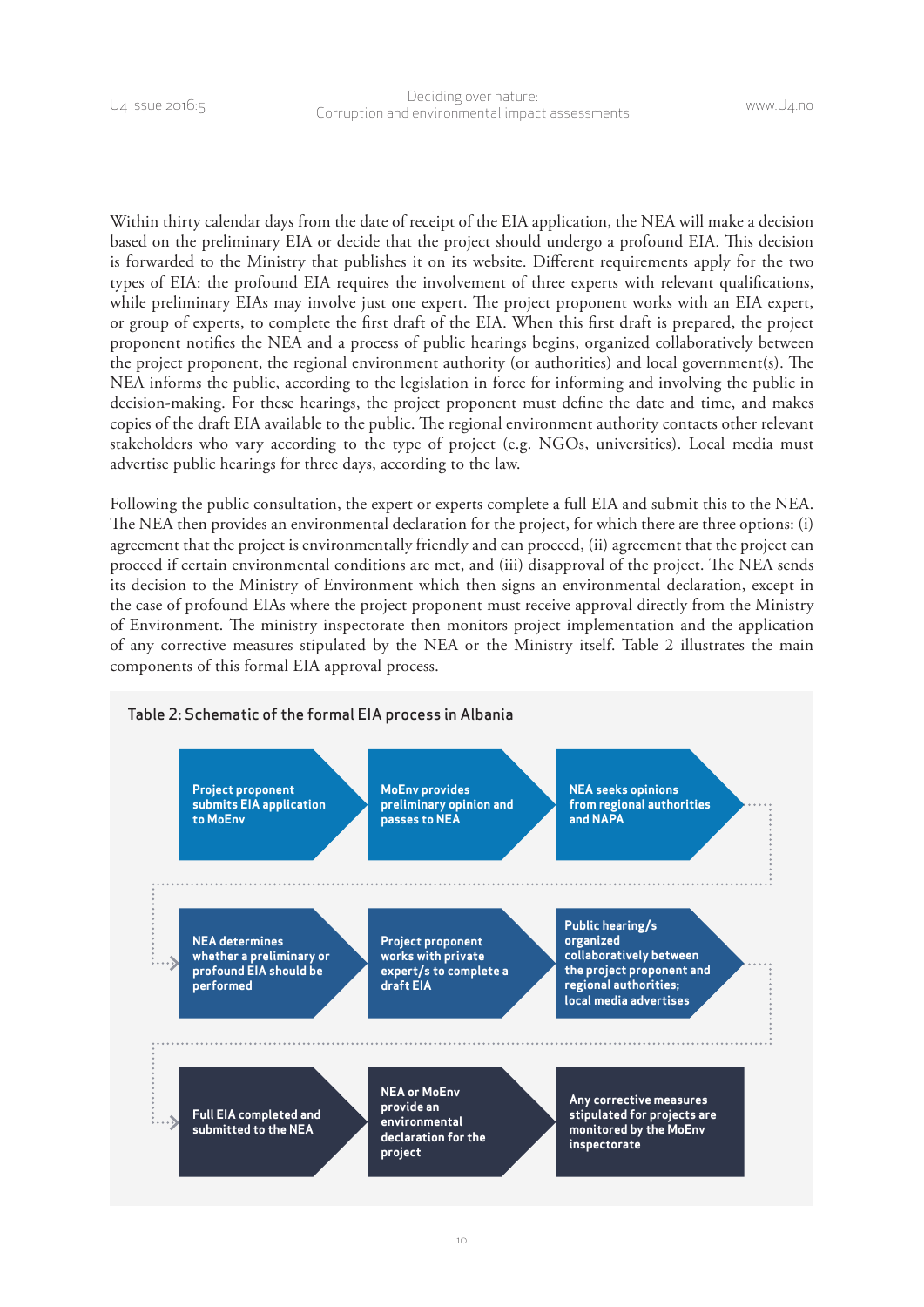Within thirty calendar days from the date of receipt of the EIA application, the NEA will make a decision based on the preliminary EIA or decide that the project should undergo a profound EIA. This decision is forwarded to the Ministry that publishes it on its website. Different requirements apply for the two types of EIA: the profound EIA requires the involvement of three experts with relevant qualifications, while preliminary EIAs may involve just one expert. The project proponent works with an EIA expert, or group of experts, to complete the first draft of the EIA. When this first draft is prepared, the project proponent notifies the NEA and a process of public hearings begins, organized collaboratively between the project proponent, the regional environment authority (or authorities) and local government(s). The NEA informs the public, according to the legislation in force for informing and involving the public in decision-making. For these hearings, the project proponent must define the date and time, and makes copies of the draft EIA available to the public. The regional environment authority contacts other relevant stakeholders who vary according to the type of project (e.g. NGOs, universities). Local media must advertise public hearings for three days, according to the law.

Following the public consultation, the expert or experts complete a full EIA and submit this to the NEA. The NEA then provides an environmental declaration for the project, for which there are three options: (i) agreement that the project is environmentally friendly and can proceed, (ii) agreement that the project can proceed if certain environmental conditions are met, and (iii) disapproval of the project. The NEA sends its decision to the Ministry of Environment which then signs an environmental declaration, except in the case of profound EIAs where the project proponent must receive approval directly from the Ministry of Environment. The ministry inspectorate then monitors project implementation and the application of any corrective measures stipulated by the NEA or the Ministry itself. Table 2 illustrates the main components of this formal EIA approval process.

**Table 2: Schematic of the formal EIA process in Albania**

| | | |
|---|---|---|
| Project proponent submits EIA application to MoEnv → | MoEnv provides preliminary opinion and passes to NEA → | NEA seeks opinions from regional authorities and NAPA → |
| NEA determines whether a preliminary or profound EIA should be performed → | Project proponent works with private expert/s to complete a draft EIA → | Public hearing/s organized collaboratively between the project proponent and regional authorities; local media advertises → |
| Full EIA completed and submitted to the NEA → | NEA or MoEnv provide an environmental declaration for the project → | Any corrective measures stipulated for projects are monitored by the MoEnv inspectorate |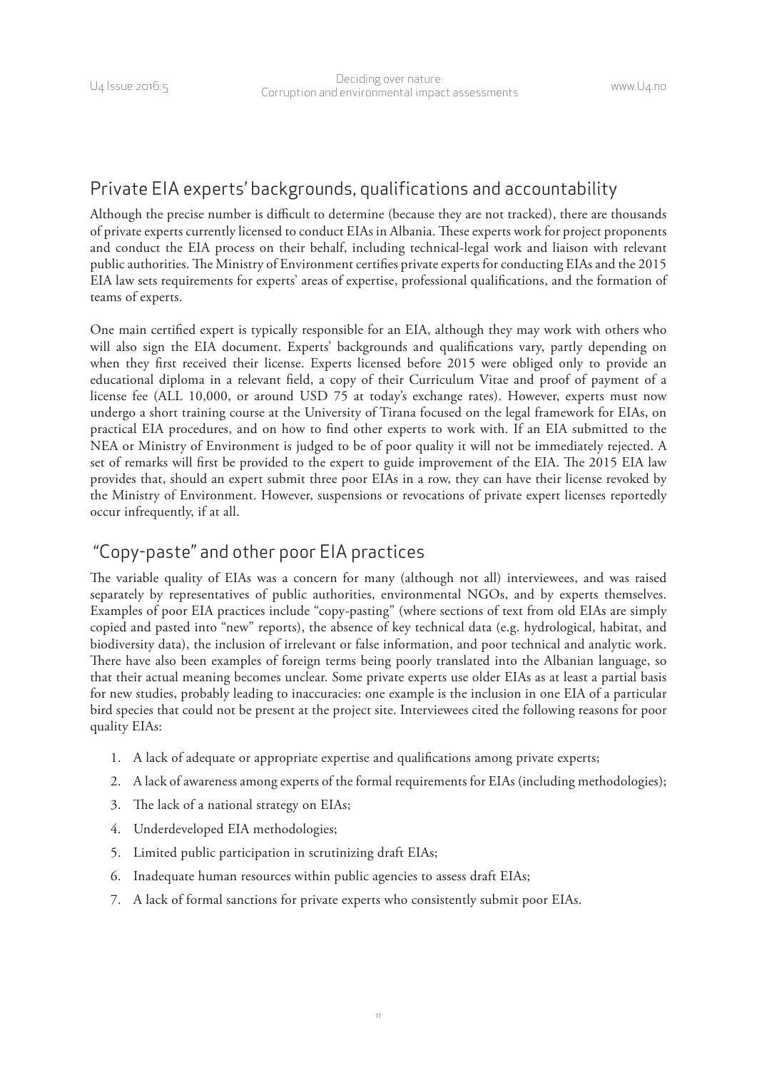## Private EIA experts' backgrounds, qualifications and accountability

Although the precise number is difficult to determine (because they are not tracked), there are thousands of private experts currently licensed to conduct EIAs in Albania. These experts work for project proponents and conduct the EIA process on their behalf, including technical-legal work and liaison with relevant public authorities. The Ministry of Environment certifies private experts for conducting EIAs and the 2015 EIA law sets requirements for experts' areas of expertise, professional qualifications, and the formation of teams of experts.

One main certified expert is typically responsible for an EIA, although they may work with others who will also sign the EIA document. Experts' backgrounds and qualifications vary, partly depending on when they first received their license. Experts licensed before 2015 were obliged only to provide an educational diploma in a relevant field, a copy of their Curriculum Vitae and proof of payment of a license fee (ALL 10,000, or around USD 75 at today's exchange rates). However, experts must now undergo a short training course at the University of Tirana focused on the legal framework for EIAs, on practical EIA procedures, and on how to find other experts to work with. If an EIA submitted to the NEA or Ministry of Environment is judged to be of poor quality it will not be immediately rejected. A set of remarks will first be provided to the expert to guide improvement of the EIA. The 2015 EIA law provides that, should an expert submit three poor EIAs in a row, they can have their license revoked by the Ministry of Environment. However, suspensions or revocations of private expert licenses reportedly occur infrequently, if at all.

## "Copy-paste" and other poor EIA practices

The variable quality of EIAs was a concern for many (although not all) interviewees, and was raised separately by representatives of public authorities, environmental NGOs, and by experts themselves. Examples of poor EIA practices include "copy-pasting" (where sections of text from old EIAs are simply copied and pasted into "new" reports), the absence of key technical data (e.g. hydrological, habitat, and biodiversity data), the inclusion of irrelevant or false information, and poor technical and analytic work. There have also been examples of foreign terms being poorly translated into the Albanian language, so that their actual meaning becomes unclear. Some private experts use older EIAs as at least a partial basis for new studies, probably leading to inaccuracies: one example is the inclusion in one EIA of a particular bird species that could not be present at the project site. Interviewees cited the following reasons for poor quality EIAs:

1. A lack of adequate or appropriate expertise and qualifications among private experts;
2. A lack of awareness among experts of the formal requirements for EIAs (including methodologies);
3. The lack of a national strategy on EIAs;
4. Underdeveloped EIA methodologies;
5. Limited public participation in scrutinizing draft EIAs;
6. Inadequate human resources within public agencies to assess draft EIAs;
7. A lack of formal sanctions for private experts who consistently submit poor EIAs.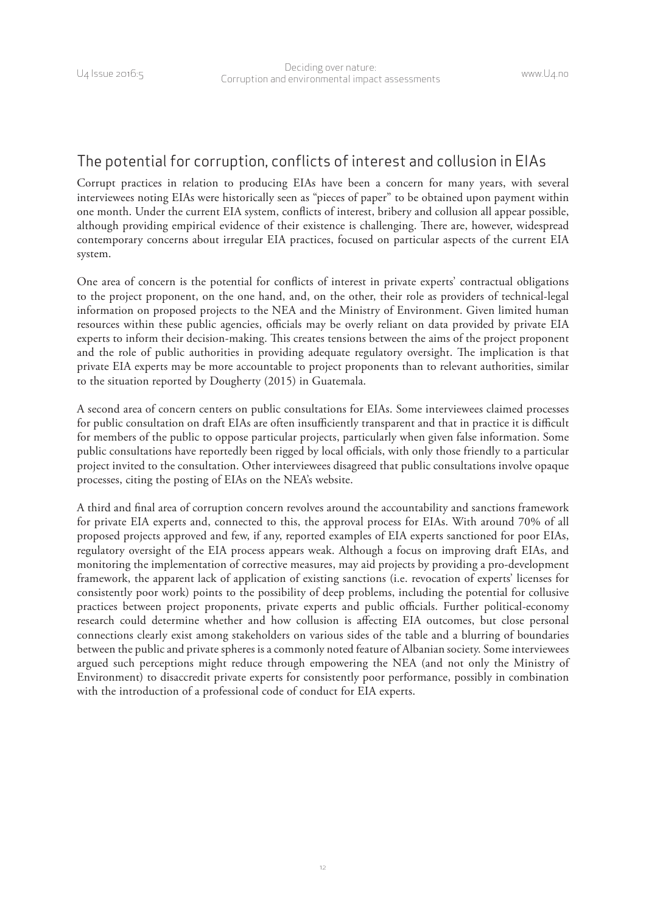## The potential for corruption, conflicts of interest and collusion in EIAs

Corrupt practices in relation to producing EIAs have been a concern for many years, with several interviewees noting EIAs were historically seen as "pieces of paper" to be obtained upon payment within one month. Under the current EIA system, conflicts of interest, bribery and collusion all appear possible, although providing empirical evidence of their existence is challenging. There are, however, widespread contemporary concerns about irregular EIA practices, focused on particular aspects of the current EIA system.

One area of concern is the potential for conflicts of interest in private experts' contractual obligations to the project proponent, on the one hand, and, on the other, their role as providers of technical-legal information on proposed projects to the NEA and the Ministry of Environment. Given limited human resources within these public agencies, officials may be overly reliant on data provided by private EIA experts to inform their decision-making. This creates tensions between the aims of the project proponent and the role of public authorities in providing adequate regulatory oversight. The implication is that private EIA experts may be more accountable to project proponents than to relevant authorities, similar to the situation reported by Dougherty (2015) in Guatemala.

A second area of concern centers on public consultations for EIAs. Some interviewees claimed processes for public consultation on draft EIAs are often insufficiently transparent and that in practice it is difficult for members of the public to oppose particular projects, particularly when given false information. Some public consultations have reportedly been rigged by local officials, with only those friendly to a particular project invited to the consultation. Other interviewees disagreed that public consultations involve opaque processes, citing the posting of EIAs on the NEA's website.

A third and final area of corruption concern revolves around the accountability and sanctions framework for private EIA experts and, connected to this, the approval process for EIAs. With around 70% of all proposed projects approved and few, if any, reported examples of EIA experts sanctioned for poor EIAs, regulatory oversight of the EIA process appears weak. Although a focus on improving draft EIAs, and monitoring the implementation of corrective measures, may aid projects by providing a pro-development framework, the apparent lack of application of existing sanctions (i.e. revocation of experts' licenses for consistently poor work) points to the possibility of deep problems, including the potential for collusive practices between project proponents, private experts and public officials. Further political-economy research could determine whether and how collusion is affecting EIA outcomes, but close personal connections clearly exist among stakeholders on various sides of the table and a blurring of boundaries between the public and private spheres is a commonly noted feature of Albanian society. Some interviewees argued such perceptions might reduce through empowering the NEA (and not only the Ministry of Environment) to disaccredit private experts for consistently poor performance, possibly in combination with the introduction of a professional code of conduct for EIA experts.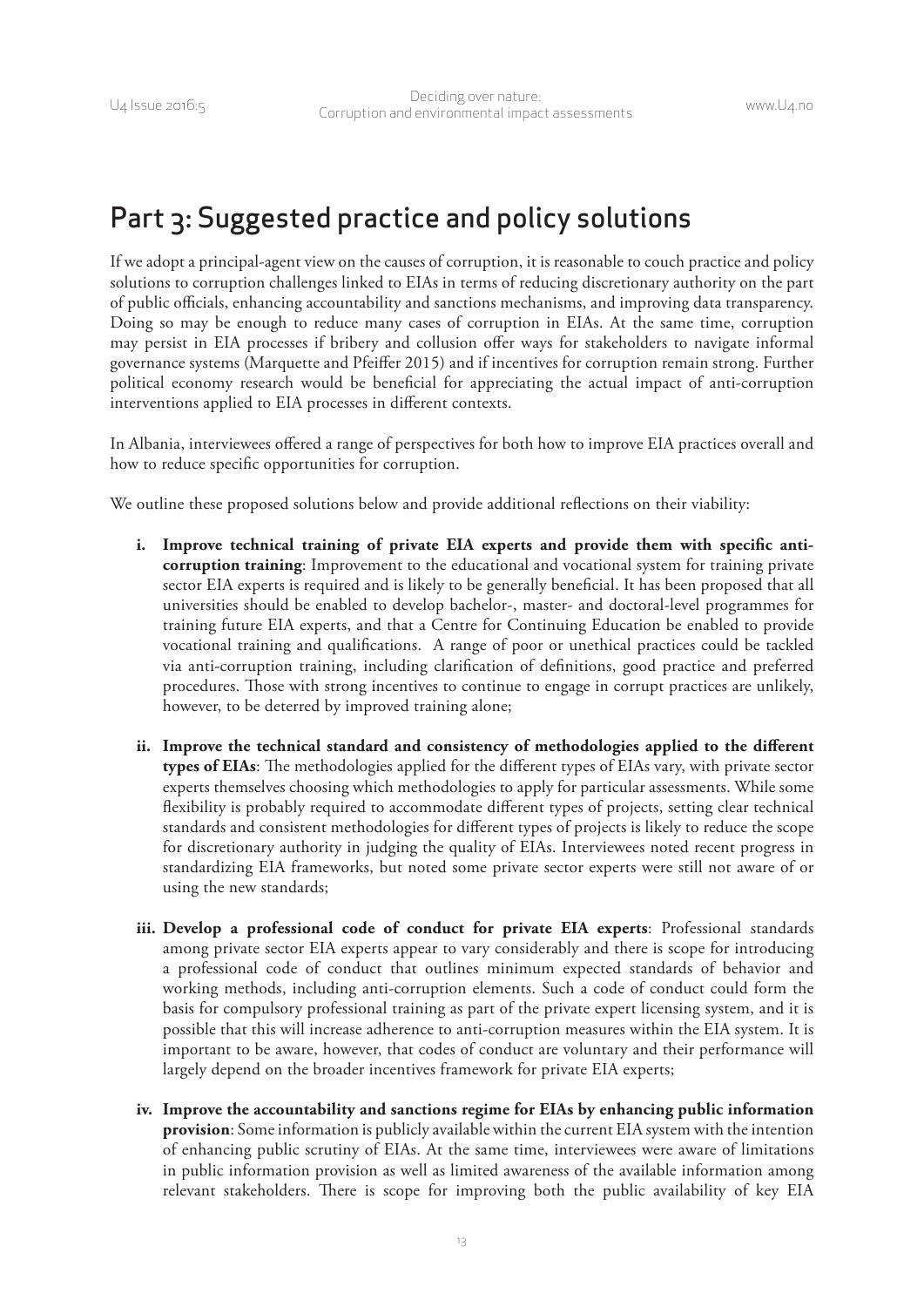## Part 3: Suggested practice and policy solutions

If we adopt a principal-agent view on the causes of corruption, it is reasonable to couch practice and policy solutions to corruption challenges linked to EIAs in terms of reducing discretionary authority on the part of public officials, enhancing accountability and sanctions mechanisms, and improving data transparency. Doing so may be enough to reduce many cases of corruption in EIAs. At the same time, corruption may persist in EIA processes if bribery and collusion offer ways for stakeholders to navigate informal governance systems (Marquette and Pfeiffer 2015) and if incentives for corruption remain strong. Further political economy research would be beneficial for appreciating the actual impact of anti-corruption interventions applied to EIA processes in different contexts.

In Albania, interviewees offered a range of perspectives for both how to improve EIA practices overall and how to reduce specific opportunities for corruption.

We outline these proposed solutions below and provide additional reflections on their viability:

i. **Improve technical training of private EIA experts and provide them with specific anti-corruption training**: Improvement to the educational and vocational system for training private sector EIA experts is required and is likely to be generally beneficial. It has been proposed that all universities should be enabled to develop bachelor-, master- and doctoral-level programmes for training future EIA experts, and that a Centre for Continuing Education be enabled to provide vocational training and qualifications. A range of poor or unethical practices could be tackled via anti-corruption training, including clarification of definitions, good practice and preferred procedures. Those with strong incentives to continue to engage in corrupt practices are unlikely, however, to be deterred by improved training alone;

ii. **Improve the technical standard and consistency of methodologies applied to the different types of EIAs**: The methodologies applied for the different types of EIAs vary, with private sector experts themselves choosing which methodologies to apply for particular assessments. While some flexibility is probably required to accommodate different types of projects, setting clear technical standards and consistent methodologies for different types of projects is likely to reduce the scope for discretionary authority in judging the quality of EIAs. Interviewees noted recent progress in standardizing EIA frameworks, but noted some private sector experts were still not aware of or using the new standards;

iii. **Develop a professional code of conduct for private EIA experts**: Professional standards among private sector EIA experts appear to vary considerably and there is scope for introducing a professional code of conduct that outlines minimum expected standards of behavior and working methods, including anti-corruption elements. Such a code of conduct could form the basis for compulsory professional training as part of the private expert licensing system, and it is possible that this will increase adherence to anti-corruption measures within the EIA system. It is important to be aware, however, that codes of conduct are voluntary and their performance will largely depend on the broader incentives framework for private EIA experts;

iv. **Improve the accountability and sanctions regime for EIAs by enhancing public information provision**: Some information is publicly available within the current EIA system with the intention of enhancing public scrutiny of EIAs. At the same time, interviewees were aware of limitations in public information provision as well as limited awareness of the available information among relevant stakeholders. There is scope for improving both the public availability of key EIA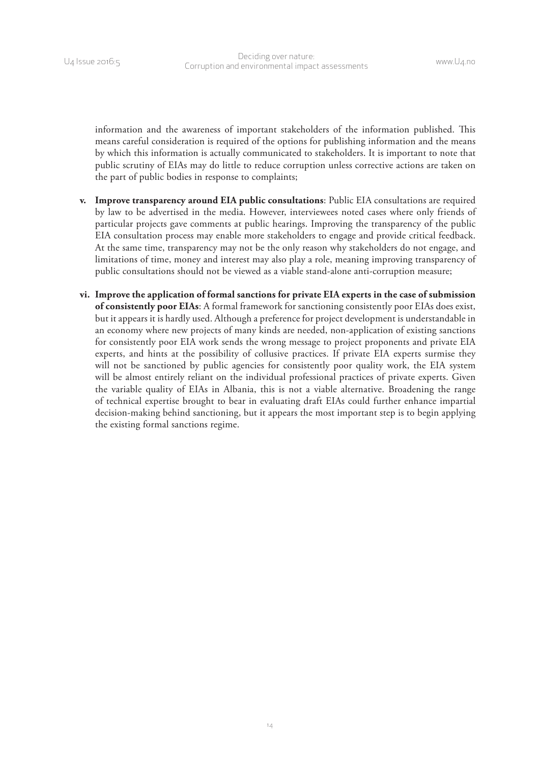information and the awareness of important stakeholders of the information published. This means careful consideration is required of the options for publishing information and the means by which this information is actually communicated to stakeholders. It is important to note that public scrutiny of EIAs may do little to reduce corruption unless corrective actions are taken on the part of public bodies in response to complaints;

v. **Improve transparency around EIA public consultations**: Public EIA consultations are required by law to be advertised in the media. However, interviewees noted cases where only friends of particular projects gave comments at public hearings. Improving the transparency of the public EIA consultation process may enable more stakeholders to engage and provide critical feedback. At the same time, transparency may not be the only reason why stakeholders do not engage, and limitations of time, money and interest may also play a role, meaning improving transparency of public consultations should not be viewed as a viable stand-alone anti-corruption measure;

vi. **Improve the application of formal sanctions for private EIA experts in the case of submission of consistently poor EIAs**: A formal framework for sanctioning consistently poor EIAs does exist, but it appears it is hardly used. Although a preference for project development is understandable in an economy where new projects of many kinds are needed, non-application of existing sanctions for consistently poor EIA work sends the wrong message to project proponents and private EIA experts, and hints at the possibility of collusive practices. If private EIA experts surmise they will not be sanctioned by public agencies for consistently poor quality work, the EIA system will be almost entirely reliant on the individual professional practices of private experts. Given the variable quality of EIAs in Albania, this is not a viable alternative. Broadening the range of technical expertise brought to bear in evaluating draft EIAs could further enhance impartial decision-making behind sanctioning, but it appears the most important step is to begin applying the existing formal sanctions regime.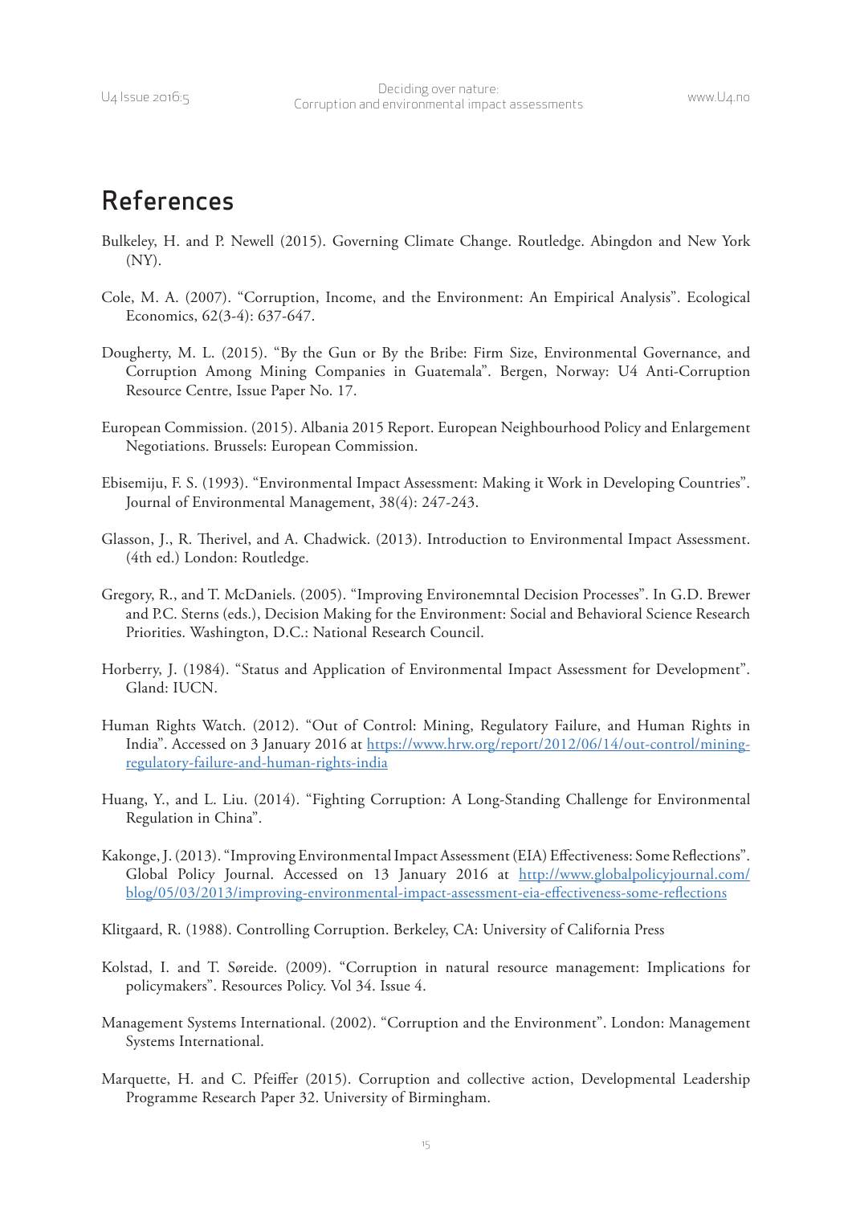## References

Bulkeley, H. and P. Newell (2015). Governing Climate Change. Routledge. Abingdon and New York (NY).

Cole, M. A. (2007). "Corruption, Income, and the Environment: An Empirical Analysis". Ecological Economics, 62(3-4): 637-647.

Dougherty, M. L. (2015). "By the Gun or By the Bribe: Firm Size, Environmental Governance, and Corruption Among Mining Companies in Guatemala". Bergen, Norway: U4 Anti-Corruption Resource Centre, Issue Paper No. 17.

European Commission. (2015). Albania 2015 Report. European Neighbourhood Policy and Enlargement Negotiations. Brussels: European Commission.

Ebisemiju, F. S. (1993). "Environmental Impact Assessment: Making it Work in Developing Countries". Journal of Environmental Management, 38(4): 247-243.

Glasson, J., R. Therivel, and A. Chadwick. (2013). Introduction to Environmental Impact Assessment. (4th ed.) London: Routledge.

Gregory, R., and T. McDaniels. (2005). "Improving Environemntal Decision Processes". In G.D. Brewer and P.C. Sterns (eds.), Decision Making for the Environment: Social and Behavioral Science Research Priorities. Washington, D.C.: National Research Council.

Horberry, J. (1984). "Status and Application of Environmental Impact Assessment for Development". Gland: IUCN.

Human Rights Watch. (2012). "Out of Control: Mining, Regulatory Failure, and Human Rights in India". Accessed on 3 January 2016 at https://www.hrw.org/report/2012/06/14/out-control/mining-regulatory-failure-and-human-rights-india

Huang, Y., and L. Liu. (2014). "Fighting Corruption: A Long-Standing Challenge for Environmental Regulation in China".

Kakonge, J. (2013). "Improving Environmental Impact Assessment (EIA) Effectiveness: Some Reflections". Global Policy Journal. Accessed on 13 January 2016 at http://www.globalpolicyjournal.com/blog/05/03/2013/improving-environmental-impact-assessment-eia-effectiveness-some-reflections

Klitgaard, R. (1988). Controlling Corruption. Berkeley, CA: University of California Press

Kolstad, I. and T. Søreide. (2009). "Corruption in natural resource management: Implications for policymakers". Resources Policy. Vol 34. Issue 4.

Management Systems International. (2002). "Corruption and the Environment". London: Management Systems International.

Marquette, H. and C. Pfeiffer (2015). Corruption and collective action, Developmental Leadership Programme Research Paper 32. University of Birmingham.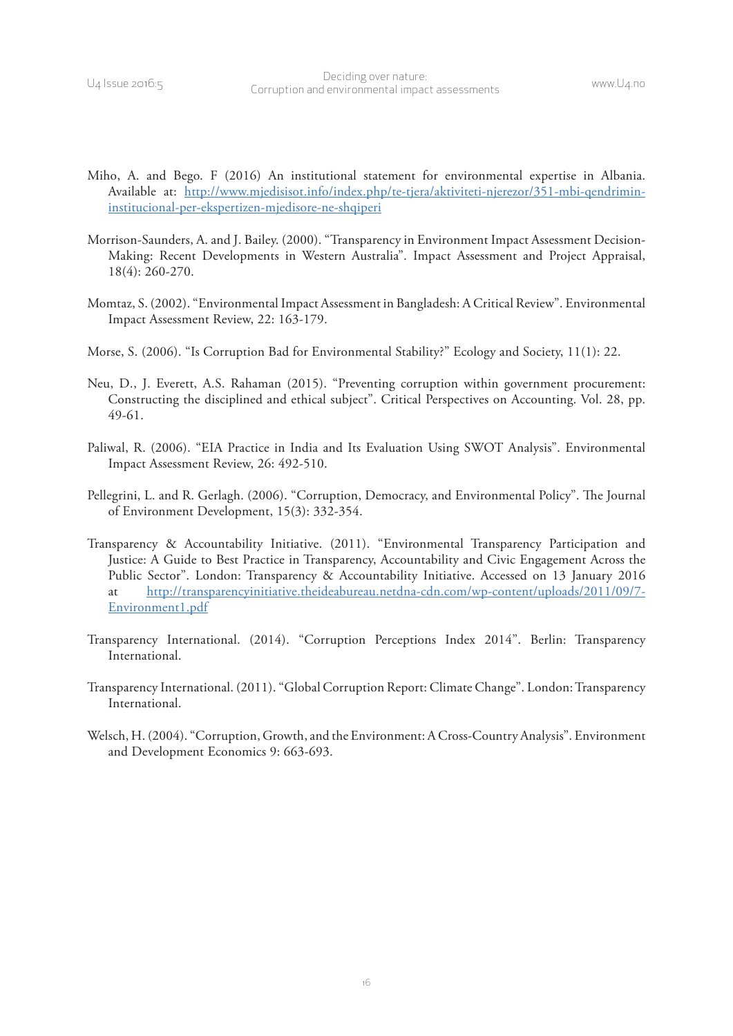Miho, A. and Bego. F (2016) An institutional statement for environmental expertise in Albania. Available at: [http://www.mjedisisot.info/index.php/te-tjera/aktiviteti-njerezor/351-mbi-qendrimin-institucional-per-ekspertizen-mjedisore-ne-shqiperi](http://www.mjedisisot.info/index.php/te-tjera/aktiviteti-njerezor/351-mbi-qendrimin-institucional-per-ekspertizen-mjedisore-ne-shqiperi)

Morrison-Saunders, A. and J. Bailey. (2000). "Transparency in Environment Impact Assessment Decision-Making: Recent Developments in Western Australia". Impact Assessment and Project Appraisal, 18(4): 260-270.

Momtaz, S. (2002). "Environmental Impact Assessment in Bangladesh: A Critical Review". Environmental Impact Assessment Review, 22: 163-179.

Morse, S. (2006). "Is Corruption Bad for Environmental Stability?" Ecology and Society, 11(1): 22.

Neu, D., J. Everett, A.S. Rahaman (2015). "Preventing corruption within government procurement: Constructing the disciplined and ethical subject". Critical Perspectives on Accounting. Vol. 28, pp. 49-61.

Paliwal, R. (2006). "EIA Practice in India and Its Evaluation Using SWOT Analysis". Environmental Impact Assessment Review, 26: 492-510.

Pellegrini, L. and R. Gerlagh. (2006). "Corruption, Democracy, and Environmental Policy". The Journal of Environment Development, 15(3): 332-354.

Transparency & Accountability Initiative. (2011). "Environmental Transparency Participation and Justice: A Guide to Best Practice in Transparency, Accountability and Civic Engagement Across the Public Sector". London: Transparency & Accountability Initiative. Accessed on 13 January 2016 at [http://transparencyinitiative.theideabureau.netdna-cdn.com/wp-content/uploads/2011/09/7-Environment1.pdf](http://transparencyinitiative.theideabureau.netdna-cdn.com/wp-content/uploads/2011/09/7-Environment1.pdf)

Transparency International. (2014). "Corruption Perceptions Index 2014". Berlin: Transparency International.

Transparency International. (2011). "Global Corruption Report: Climate Change". London: Transparency International.

Welsch, H. (2004). "Corruption, Growth, and the Environment: A Cross-Country Analysis". Environment and Development Economics 9: 663-693.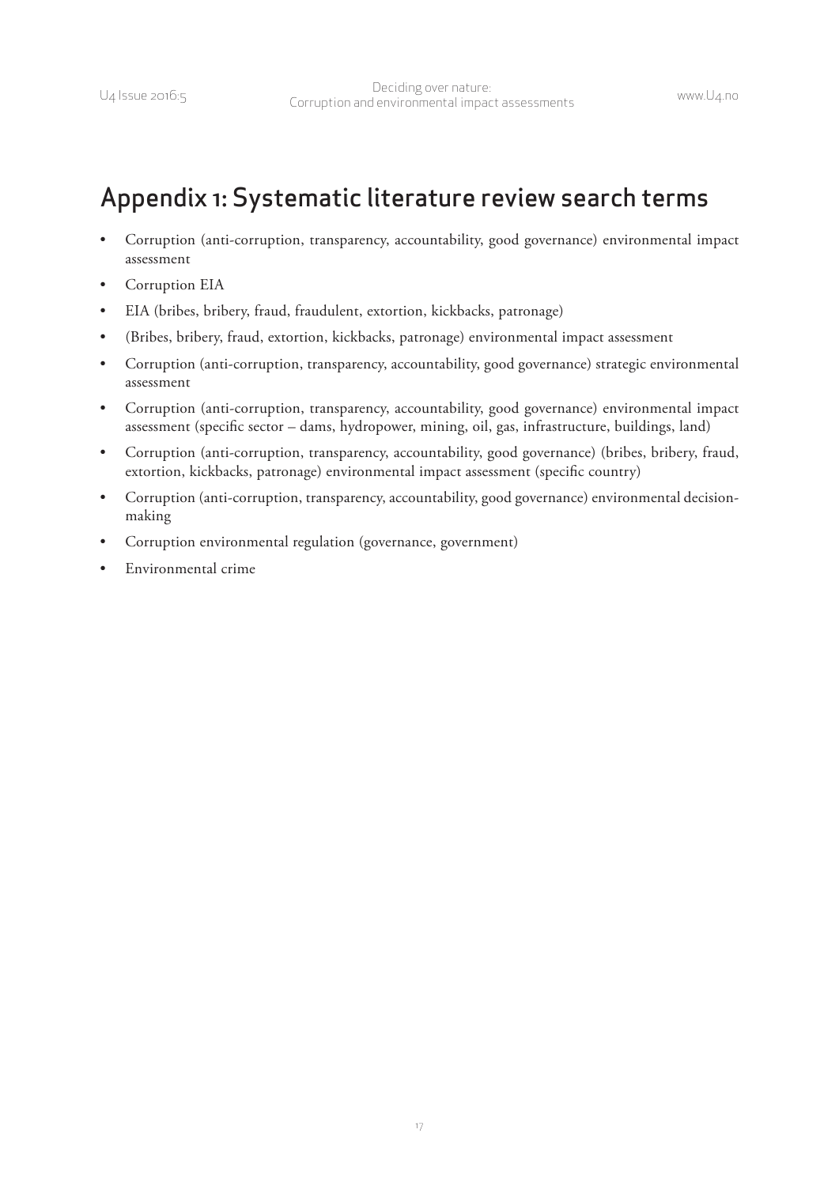# Appendix 1: Systematic literature review search terms

- Corruption (anti-corruption, transparency, accountability, good governance) environmental impact assessment
- Corruption EIA
- EIA (bribes, bribery, fraud, fraudulent, extortion, kickbacks, patronage)
- (Bribes, bribery, fraud, extortion, kickbacks, patronage) environmental impact assessment
- Corruption (anti-corruption, transparency, accountability, good governance) strategic environmental assessment
- Corruption (anti-corruption, transparency, accountability, good governance) environmental impact assessment (specific sector – dams, hydropower, mining, oil, gas, infrastructure, buildings, land)
- Corruption (anti-corruption, transparency, accountability, good governance) (bribes, bribery, fraud, extortion, kickbacks, patronage) environmental impact assessment (specific country)
- Corruption (anti-corruption, transparency, accountability, good governance) environmental decision-making
- Corruption environmental regulation (governance, government)
- Environmental crime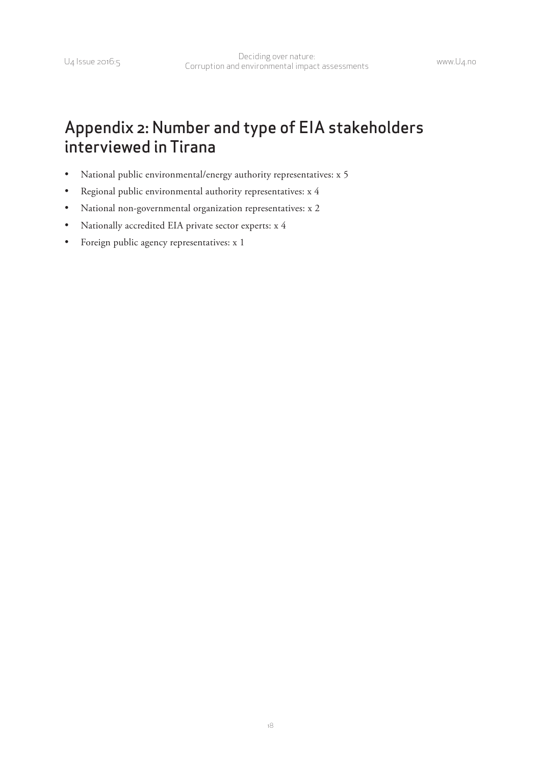## Appendix 2: Number and type of EIA stakeholders interviewed in Tirana

- National public environmental/energy authority representatives: x 5
- Regional public environmental authority representatives: x 4
- National non-governmental organization representatives: x 2
- Nationally accredited EIA private sector experts: x 4
- Foreign public agency representatives: x 1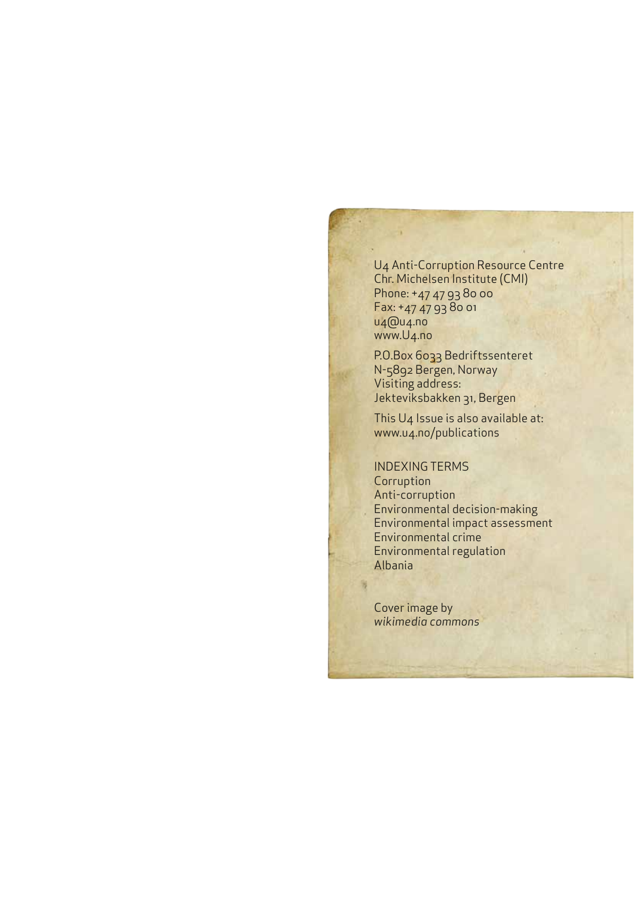U4 Anti-Corruption Resource Centre
Chr. Michelsen Institute (CMI)
Phone: +47 47 93 80 00
Fax: +47 47 93 80 01
u4@u4.no
www.U4.no

P.O.Box 6033 Bedriftssenteret
N-5892 Bergen, Norway
Visiting address:
Jekteviksbakken 31, Bergen

This U4 Issue is also available at:
www.u4.no/publications

INDEXING TERMS
Corruption
Anti-corruption
Environmental decision-making
Environmental impact assessment
Environmental crime
Environmental regulation
Albania

Cover image by
*wikimedia commons*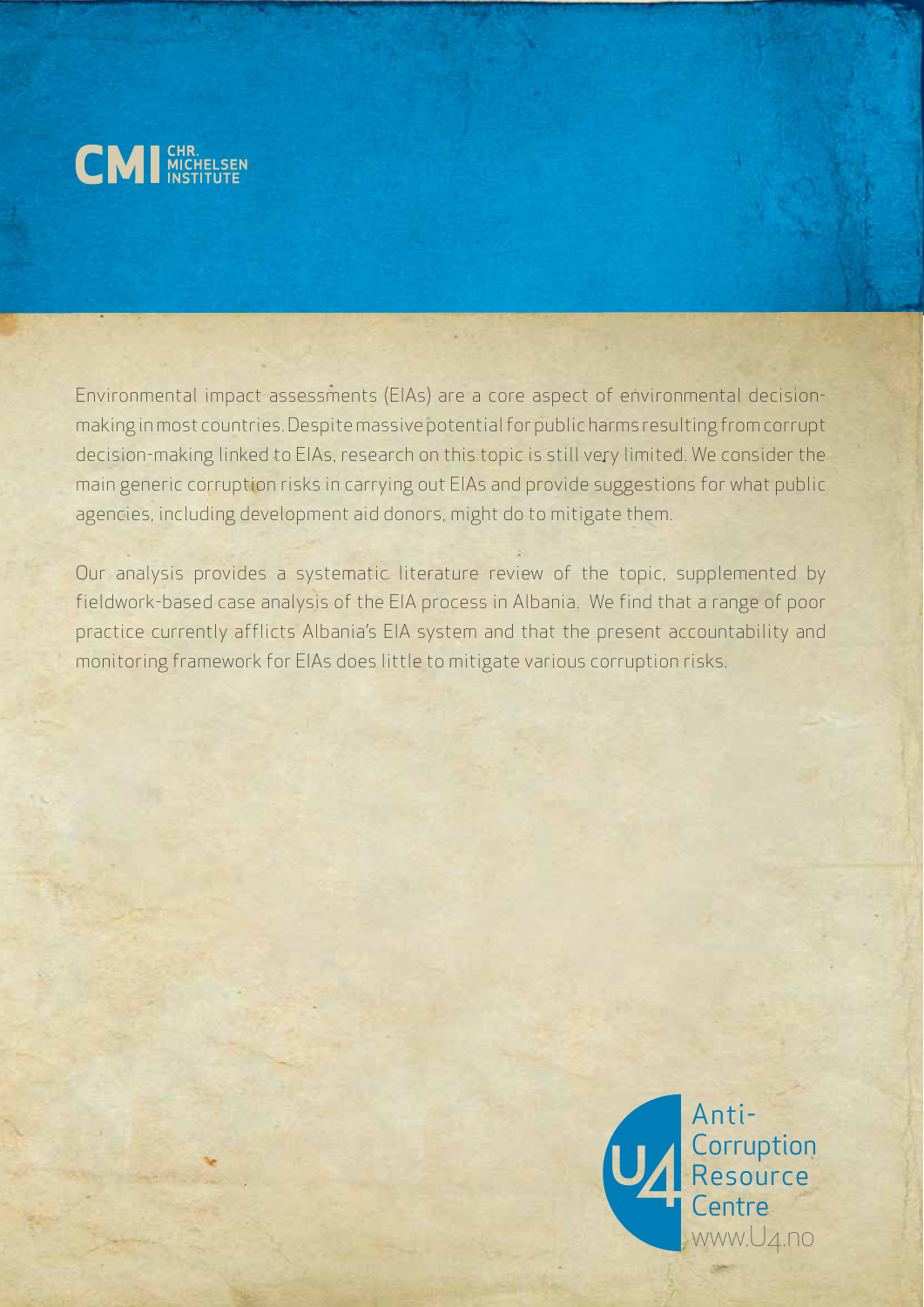CMI CHR. MICHELSEN INSTITUTE

Environmental impact assessments (EIAs) are a core aspect of environmental decision-making in most countries. Despite massive potential for public harms resulting from corrupt decision-making linked to EIAs, research on this topic is still very limited. We consider the main generic corruption risks in carrying out EIAs and provide suggestions for what public agencies, including development aid donors, might do to mitigate them.

Our analysis provides a systematic literature review of the topic, supplemented by fieldwork-based case analysis of the EIA process in Albania. We find that a range of poor practice currently afflicts Albania's EIA system and that the present accountability and monitoring framework for EIAs does little to mitigate various corruption risks.

U4 Anti-Corruption Resource Centre
www.U4.no